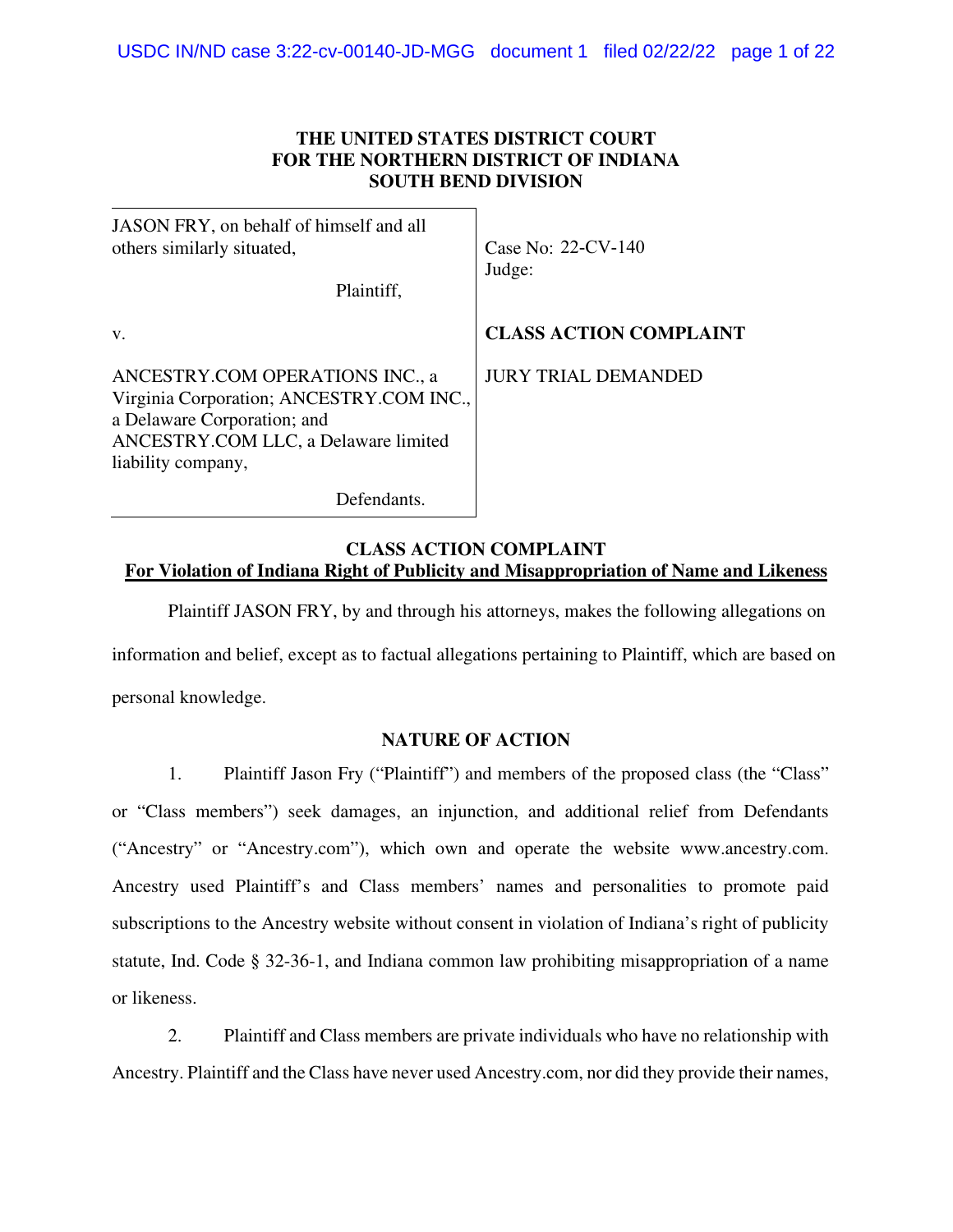**THE UNITED STATES DISTRICT COURT**
**FOR THE NORTHERN DISTRICT OF INDIANA**
**SOUTH BEND DIVISION**

| | |
|---|---|
| JASON FRY, on behalf of himself and all others similarly situated,<br><br>Plaintiff, | Case No: 22-CV-140<br>Judge: |
| v. | **CLASS ACTION COMPLAINT** |
| ANCESTRY.COM OPERATIONS INC., a Virginia Corporation; ANCESTRY.COM INC., a Delaware Corporation; and ANCESTRY.COM LLC, a Delaware limited liability company,<br><br>Defendants. | JURY TRIAL DEMANDED |

**CLASS ACTION COMPLAINT**
**For Violation of Indiana Right of Publicity and Misappropriation of Name and Likeness**

Plaintiff JASON FRY, by and through his attorneys, makes the following allegations on information and belief, except as to factual allegations pertaining to Plaintiff, which are based on personal knowledge.

## NATURE OF ACTION

1. Plaintiff Jason Fry ("Plaintiff") and members of the proposed class (the "Class" or "Class members") seek damages, an injunction, and additional relief from Defendants ("Ancestry" or "Ancestry.com"), which own and operate the website www.ancestry.com. Ancestry used Plaintiff's and Class members' names and personalities to promote paid subscriptions to the Ancestry website without consent in violation of Indiana's right of publicity statute, Ind. Code § 32-36-1, and Indiana common law prohibiting misappropriation of a name or likeness.

2. Plaintiff and Class members are private individuals who have no relationship with Ancestry. Plaintiff and the Class have never used Ancestry.com, nor did they provide their names,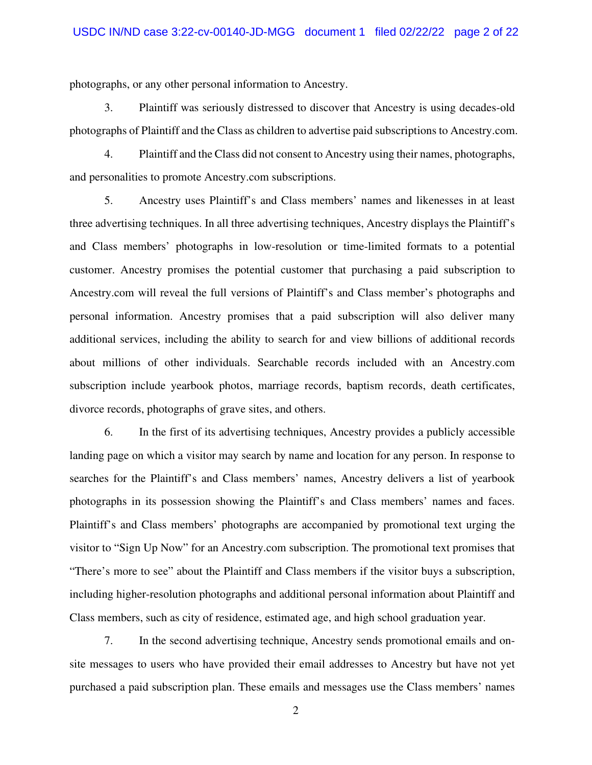photographs, or any other personal information to Ancestry.

3. Plaintiff was seriously distressed to discover that Ancestry is using decades-old photographs of Plaintiff and the Class as children to advertise paid subscriptions to Ancestry.com.

4. Plaintiff and the Class did not consent to Ancestry using their names, photographs, and personalities to promote Ancestry.com subscriptions.

5. Ancestry uses Plaintiff's and Class members' names and likenesses in at least three advertising techniques. In all three advertising techniques, Ancestry displays the Plaintiff's and Class members' photographs in low-resolution or time-limited formats to a potential customer. Ancestry promises the potential customer that purchasing a paid subscription to Ancestry.com will reveal the full versions of Plaintiff's and Class member's photographs and personal information. Ancestry promises that a paid subscription will also deliver many additional services, including the ability to search for and view billions of additional records about millions of other individuals. Searchable records included with an Ancestry.com subscription include yearbook photos, marriage records, baptism records, death certificates, divorce records, photographs of grave sites, and others.

6. In the first of its advertising techniques, Ancestry provides a publicly accessible landing page on which a visitor may search by name and location for any person. In response to searches for the Plaintiff's and Class members' names, Ancestry delivers a list of yearbook photographs in its possession showing the Plaintiff's and Class members' names and faces. Plaintiff's and Class members' photographs are accompanied by promotional text urging the visitor to "Sign Up Now" for an Ancestry.com subscription. The promotional text promises that "There's more to see" about the Plaintiff and Class members if the visitor buys a subscription, including higher-resolution photographs and additional personal information about Plaintiff and Class members, such as city of residence, estimated age, and high school graduation year.

7. In the second advertising technique, Ancestry sends promotional emails and on-site messages to users who have provided their email addresses to Ancestry but have not yet purchased a paid subscription plan. These emails and messages use the Class members' names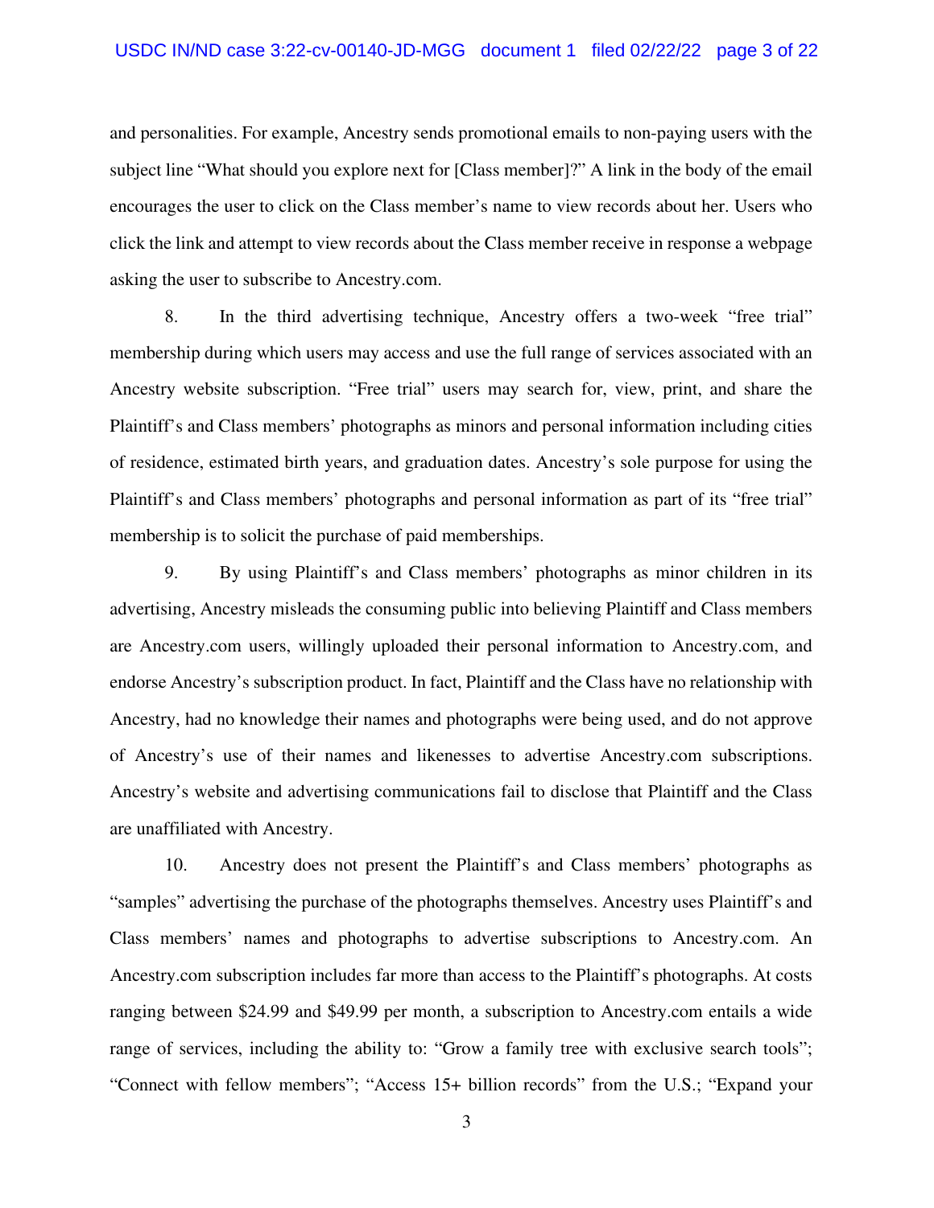and personalities. For example, Ancestry sends promotional emails to non-paying users with the subject line "What should you explore next for [Class member]?" A link in the body of the email encourages the user to click on the Class member's name to view records about her. Users who click the link and attempt to view records about the Class member receive in response a webpage asking the user to subscribe to Ancestry.com.

8. In the third advertising technique, Ancestry offers a two-week "free trial" membership during which users may access and use the full range of services associated with an Ancestry website subscription. "Free trial" users may search for, view, print, and share the Plaintiff's and Class members' photographs as minors and personal information including cities of residence, estimated birth years, and graduation dates. Ancestry's sole purpose for using the Plaintiff's and Class members' photographs and personal information as part of its "free trial" membership is to solicit the purchase of paid memberships.

9. By using Plaintiff's and Class members' photographs as minor children in its advertising, Ancestry misleads the consuming public into believing Plaintiff and Class members are Ancestry.com users, willingly uploaded their personal information to Ancestry.com, and endorse Ancestry's subscription product. In fact, Plaintiff and the Class have no relationship with Ancestry, had no knowledge their names and photographs were being used, and do not approve of Ancestry's use of their names and likenesses to advertise Ancestry.com subscriptions. Ancestry's website and advertising communications fail to disclose that Plaintiff and the Class are unaffiliated with Ancestry.

10. Ancestry does not present the Plaintiff's and Class members' photographs as "samples" advertising the purchase of the photographs themselves. Ancestry uses Plaintiff's and Class members' names and photographs to advertise subscriptions to Ancestry.com. An Ancestry.com subscription includes far more than access to the Plaintiff's photographs. At costs ranging between $24.99 and $49.99 per month, a subscription to Ancestry.com entails a wide range of services, including the ability to: "Grow a family tree with exclusive search tools"; "Connect with fellow members"; "Access 15+ billion records" from the U.S.; "Expand your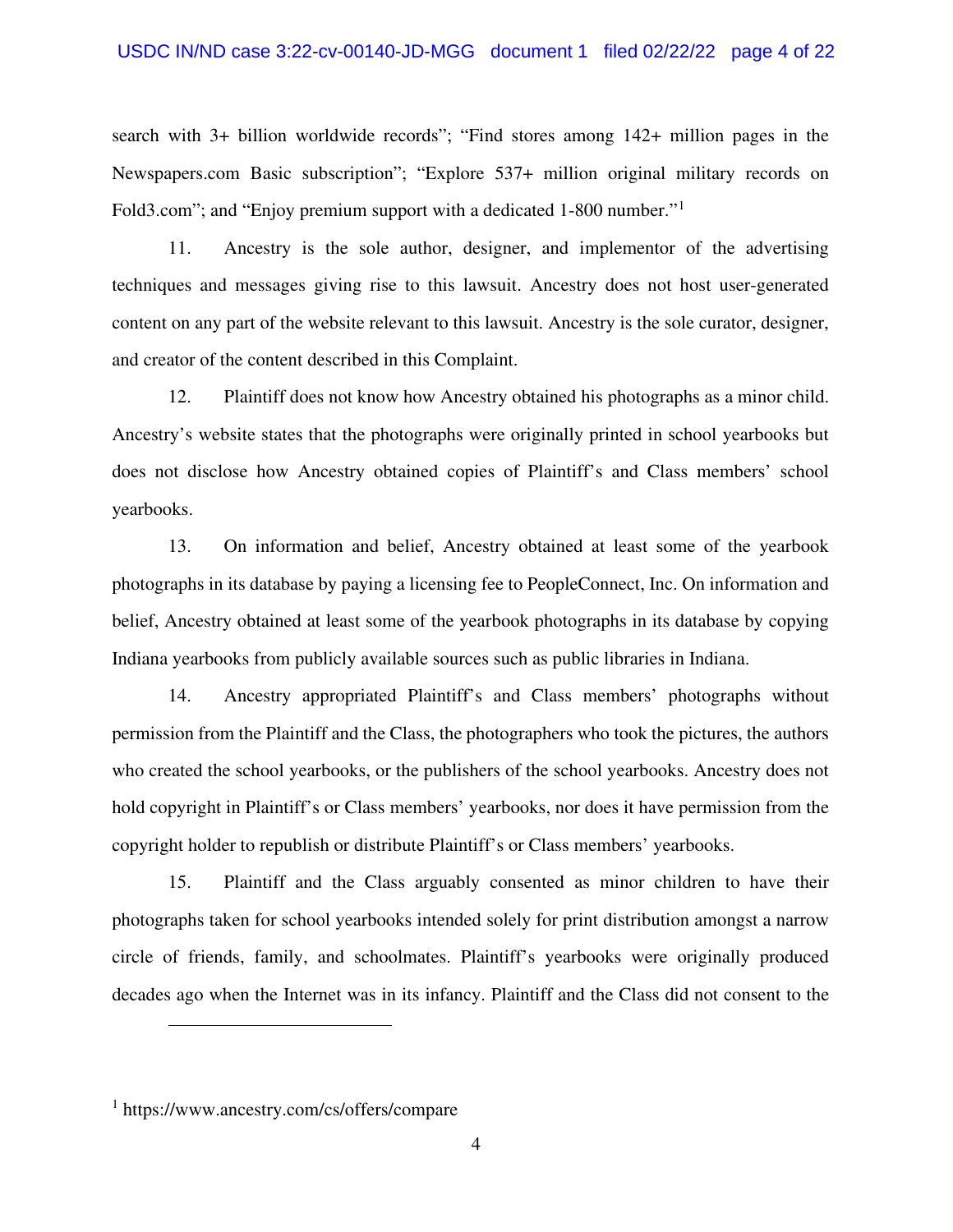search with 3+ billion worldwide records"; "Find stores among 142+ million pages in the Newspapers.com Basic subscription"; "Explore 537+ million original military records on Fold3.com"; and "Enjoy premium support with a dedicated 1-800 number."[1]

11. Ancestry is the sole author, designer, and implementor of the advertising techniques and messages giving rise to this lawsuit. Ancestry does not host user-generated content on any part of the website relevant to this lawsuit. Ancestry is the sole curator, designer, and creator of the content described in this Complaint.

12. Plaintiff does not know how Ancestry obtained his photographs as a minor child. Ancestry's website states that the photographs were originally printed in school yearbooks but does not disclose how Ancestry obtained copies of Plaintiff's and Class members' school yearbooks.

13. On information and belief, Ancestry obtained at least some of the yearbook photographs in its database by paying a licensing fee to PeopleConnect, Inc. On information and belief, Ancestry obtained at least some of the yearbook photographs in its database by copying Indiana yearbooks from publicly available sources such as public libraries in Indiana.

14. Ancestry appropriated Plaintiff's and Class members' photographs without permission from the Plaintiff and the Class, the photographers who took the pictures, the authors who created the school yearbooks, or the publishers of the school yearbooks. Ancestry does not hold copyright in Plaintiff's or Class members' yearbooks, nor does it have permission from the copyright holder to republish or distribute Plaintiff's or Class members' yearbooks.

15. Plaintiff and the Class arguably consented as minor children to have their photographs taken for school yearbooks intended solely for print distribution amongst a narrow circle of friends, family, and schoolmates. Plaintiff's yearbooks were originally produced decades ago when the Internet was in its infancy. Plaintiff and the Class did not consent to the

---

[1] https://www.ancestry.com/cs/offers/compare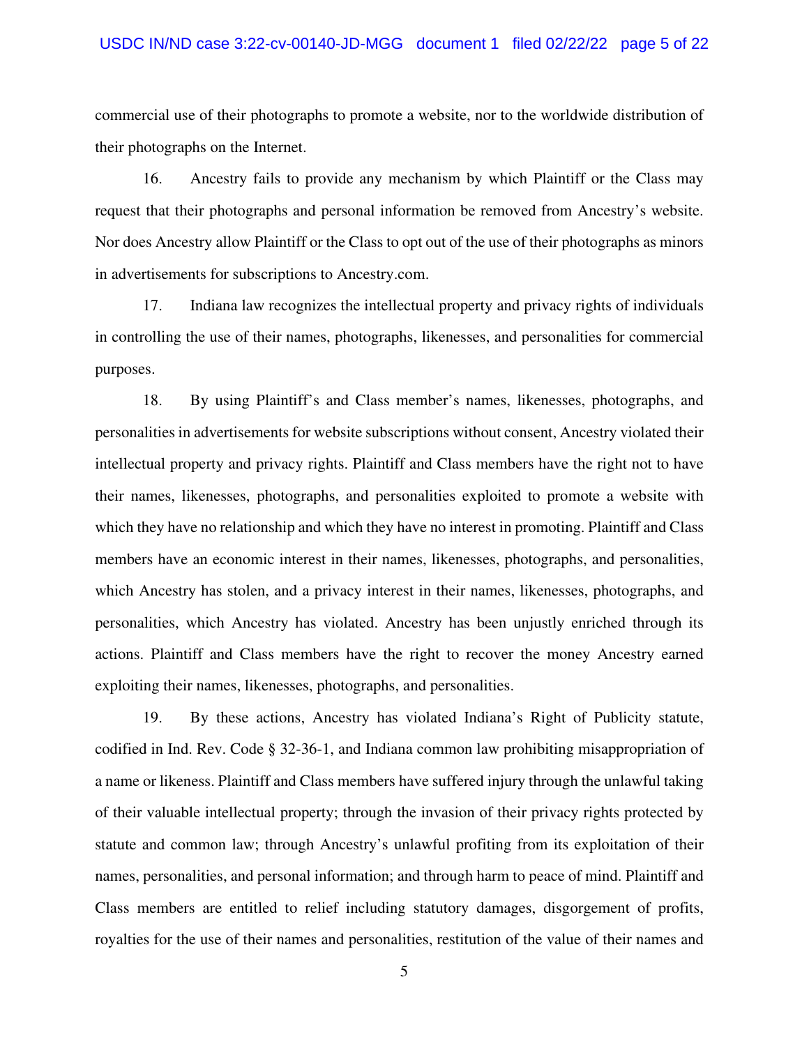commercial use of their photographs to promote a website, nor to the worldwide distribution of their photographs on the Internet.

16. Ancestry fails to provide any mechanism by which Plaintiff or the Class may request that their photographs and personal information be removed from Ancestry's website. Nor does Ancestry allow Plaintiff or the Class to opt out of the use of their photographs as minors in advertisements for subscriptions to Ancestry.com.

17. Indiana law recognizes the intellectual property and privacy rights of individuals in controlling the use of their names, photographs, likenesses, and personalities for commercial purposes.

18. By using Plaintiff's and Class member's names, likenesses, photographs, and personalities in advertisements for website subscriptions without consent, Ancestry violated their intellectual property and privacy rights. Plaintiff and Class members have the right not to have their names, likenesses, photographs, and personalities exploited to promote a website with which they have no relationship and which they have no interest in promoting. Plaintiff and Class members have an economic interest in their names, likenesses, photographs, and personalities, which Ancestry has stolen, and a privacy interest in their names, likenesses, photographs, and personalities, which Ancestry has violated. Ancestry has been unjustly enriched through its actions. Plaintiff and Class members have the right to recover the money Ancestry earned exploiting their names, likenesses, photographs, and personalities.

19. By these actions, Ancestry has violated Indiana's Right of Publicity statute, codified in Ind. Rev. Code § 32-36-1, and Indiana common law prohibiting misappropriation of a name or likeness. Plaintiff and Class members have suffered injury through the unlawful taking of their valuable intellectual property; through the invasion of their privacy rights protected by statute and common law; through Ancestry's unlawful profiting from its exploitation of their names, personalities, and personal information; and through harm to peace of mind. Plaintiff and Class members are entitled to relief including statutory damages, disgorgement of profits, royalties for the use of their names and personalities, restitution of the value of their names and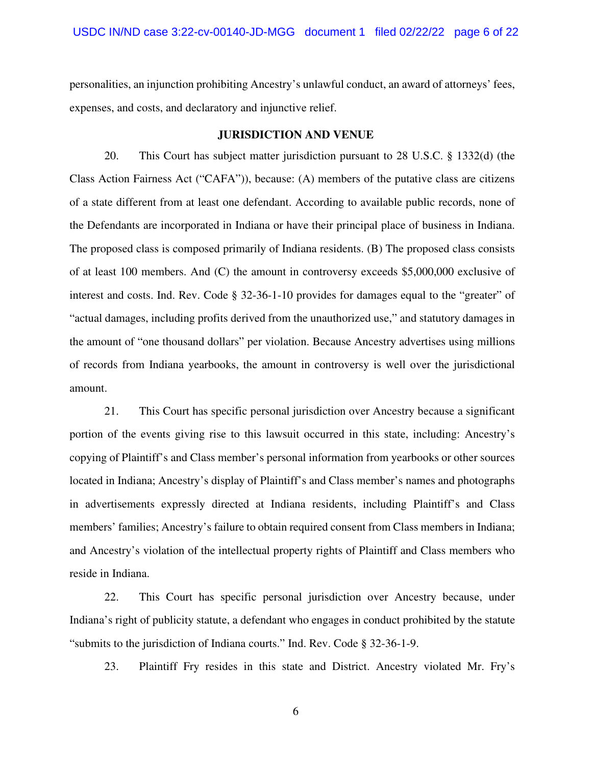personalities, an injunction prohibiting Ancestry's unlawful conduct, an award of attorneys' fees, expenses, and costs, and declaratory and injunctive relief.

## JURISDICTION AND VENUE

20. This Court has subject matter jurisdiction pursuant to 28 U.S.C. § 1332(d) (the Class Action Fairness Act ("CAFA")), because: (A) members of the putative class are citizens of a state different from at least one defendant. According to available public records, none of the Defendants are incorporated in Indiana or have their principal place of business in Indiana. The proposed class is composed primarily of Indiana residents. (B) The proposed class consists of at least 100 members. And (C) the amount in controversy exceeds $5,000,000 exclusive of interest and costs. Ind. Rev. Code § 32-36-1-10 provides for damages equal to the "greater" of "actual damages, including profits derived from the unauthorized use," and statutory damages in the amount of "one thousand dollars" per violation. Because Ancestry advertises using millions of records from Indiana yearbooks, the amount in controversy is well over the jurisdictional amount.

21. This Court has specific personal jurisdiction over Ancestry because a significant portion of the events giving rise to this lawsuit occurred in this state, including: Ancestry's copying of Plaintiff's and Class member's personal information from yearbooks or other sources located in Indiana; Ancestry's display of Plaintiff's and Class member's names and photographs in advertisements expressly directed at Indiana residents, including Plaintiff's and Class members' families; Ancestry's failure to obtain required consent from Class members in Indiana; and Ancestry's violation of the intellectual property rights of Plaintiff and Class members who reside in Indiana.

22. This Court has specific personal jurisdiction over Ancestry because, under Indiana's right of publicity statute, a defendant who engages in conduct prohibited by the statute "submits to the jurisdiction of Indiana courts." Ind. Rev. Code § 32-36-1-9.

23. Plaintiff Fry resides in this state and District. Ancestry violated Mr. Fry's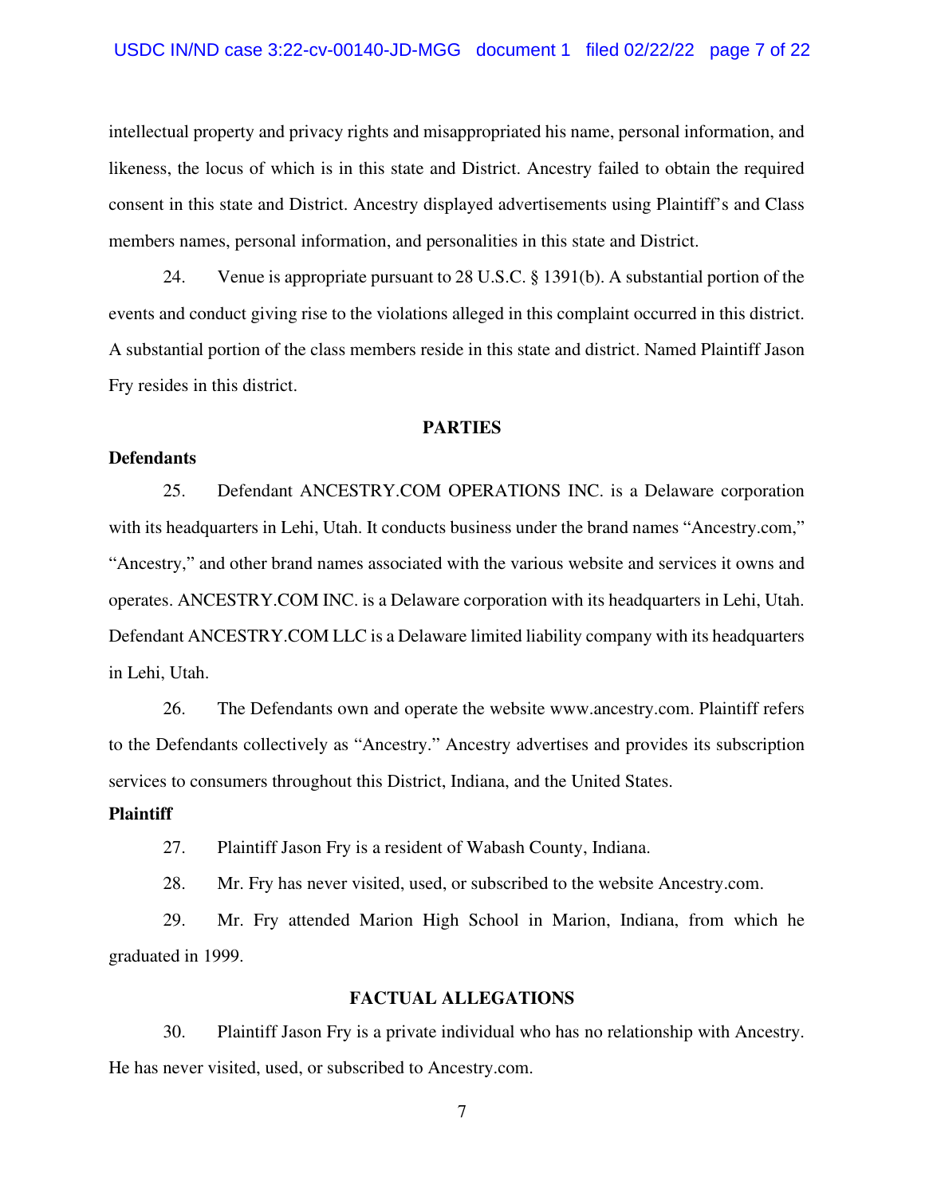intellectual property and privacy rights and misappropriated his name, personal information, and likeness, the locus of which is in this state and District. Ancestry failed to obtain the required consent in this state and District. Ancestry displayed advertisements using Plaintiff's and Class members names, personal information, and personalities in this state and District.

24. Venue is appropriate pursuant to 28 U.S.C. § 1391(b). A substantial portion of the events and conduct giving rise to the violations alleged in this complaint occurred in this district. A substantial portion of the class members reside in this state and district. Named Plaintiff Jason Fry resides in this district.

## PARTIES

**Defendants**

25. Defendant ANCESTRY.COM OPERATIONS INC. is a Delaware corporation with its headquarters in Lehi, Utah. It conducts business under the brand names "Ancestry.com," "Ancestry," and other brand names associated with the various website and services it owns and operates. ANCESTRY.COM INC. is a Delaware corporation with its headquarters in Lehi, Utah. Defendant ANCESTRY.COM LLC is a Delaware limited liability company with its headquarters in Lehi, Utah.

26. The Defendants own and operate the website www.ancestry.com. Plaintiff refers to the Defendants collectively as "Ancestry." Ancestry advertises and provides its subscription services to consumers throughout this District, Indiana, and the United States.

**Plaintiff**

27. Plaintiff Jason Fry is a resident of Wabash County, Indiana.

28. Mr. Fry has never visited, used, or subscribed to the website Ancestry.com.

29. Mr. Fry attended Marion High School in Marion, Indiana, from which he graduated in 1999.

## FACTUAL ALLEGATIONS

30. Plaintiff Jason Fry is a private individual who has no relationship with Ancestry. He has never visited, used, or subscribed to Ancestry.com.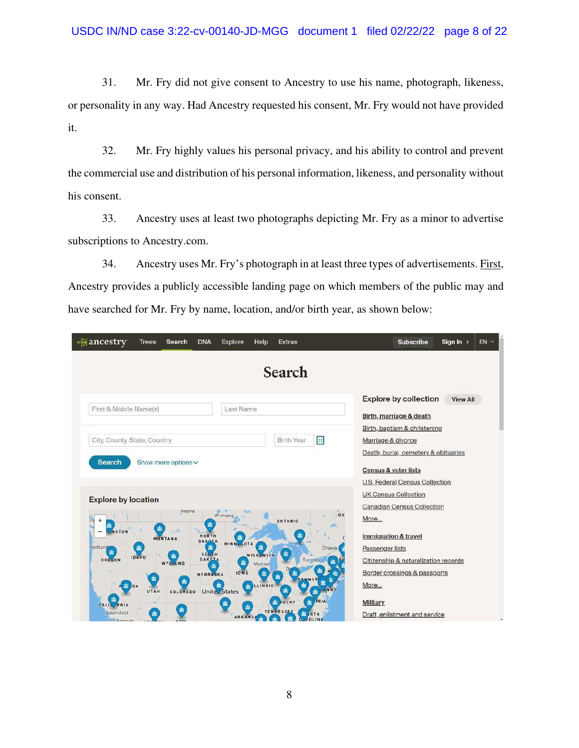31. Mr. Fry did not give consent to Ancestry to use his name, photograph, likeness, or personality in any way. Had Ancestry requested his consent, Mr. Fry would not have provided it.

32. Mr. Fry highly values his personal privacy, and his ability to control and prevent the commercial use and distribution of his personal information, likeness, and personality without his consent.

33. Ancestry uses at least two photographs depicting Mr. Fry as a minor to advertise subscriptions to Ancestry.com.

34. Ancestry uses Mr. Fry's photograph in at least three types of advertisements. First, Ancestry provides a publicly accessible landing page on which members of the public may and have searched for Mr. Fry by name, location, and/or birth year, as shown below: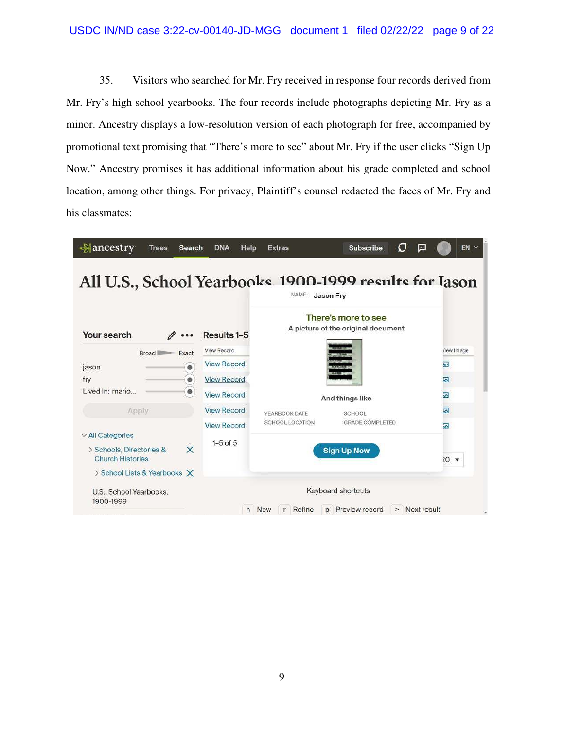35. Visitors who searched for Mr. Fry received in response four records derived from Mr. Fry's high school yearbooks. The four records include photographs depicting Mr. Fry as a minor. Ancestry displays a low-resolution version of each photograph for free, accompanied by promotional text promising that "There's more to see" about Mr. Fry if the user clicks "Sign Up Now." Ancestry promises it has additional information about his grade completed and school location, among other things. For privacy, Plaintiff's counsel redacted the faces of Mr. Fry and his classmates:

ancestry Trees Search DNA Help Extras Subscribe EN

All U.S., School Yearbooks, 1900-1999 results for Jason

NAME: Jason Fry

There's more to see

A picture of the original document

And things like

YEARBOOK DATE SCHOOL
SCHOOL LOCATION GRADE COMPLETED

Sign Up Now

Your search

Broad Exact

jason

fry

Lived In: mario...

Apply

All Categories

Schools, Directories & Church Histories

School Lists & Yearbooks

U.S., School Yearbooks, 1900-1999

Results 1–5

View Record

View Record

View Record

View Record

View Record

View Record

1–5 of 5

View Image

20

Keyboard shortcuts

n New r Refine p Preview record > Next result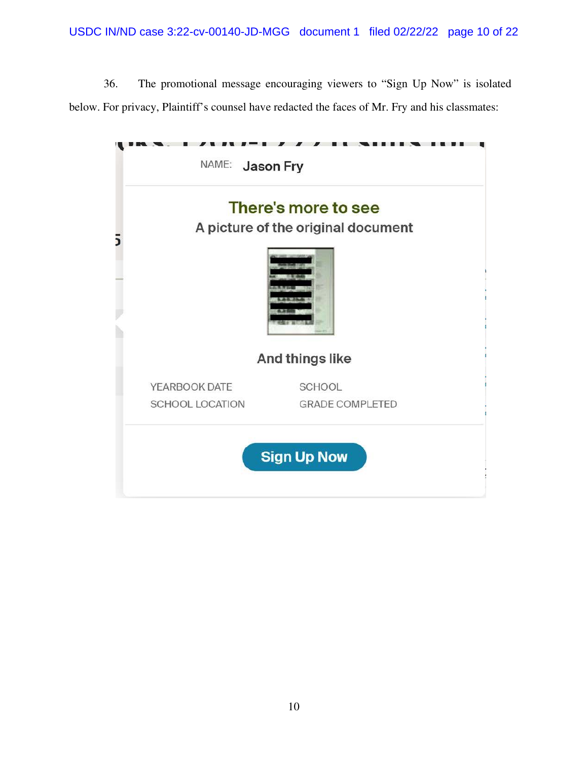36. The promotional message encouraging viewers to "Sign Up Now" is isolated below. For privacy, Plaintiff's counsel have redacted the faces of Mr. Fry and his classmates:

NAME: Jason Fry

There's more to see

A picture of the original document

And things like

YEARBOOK DATE SCHOOL

SCHOOL LOCATION GRADE COMPLETED

Sign Up Now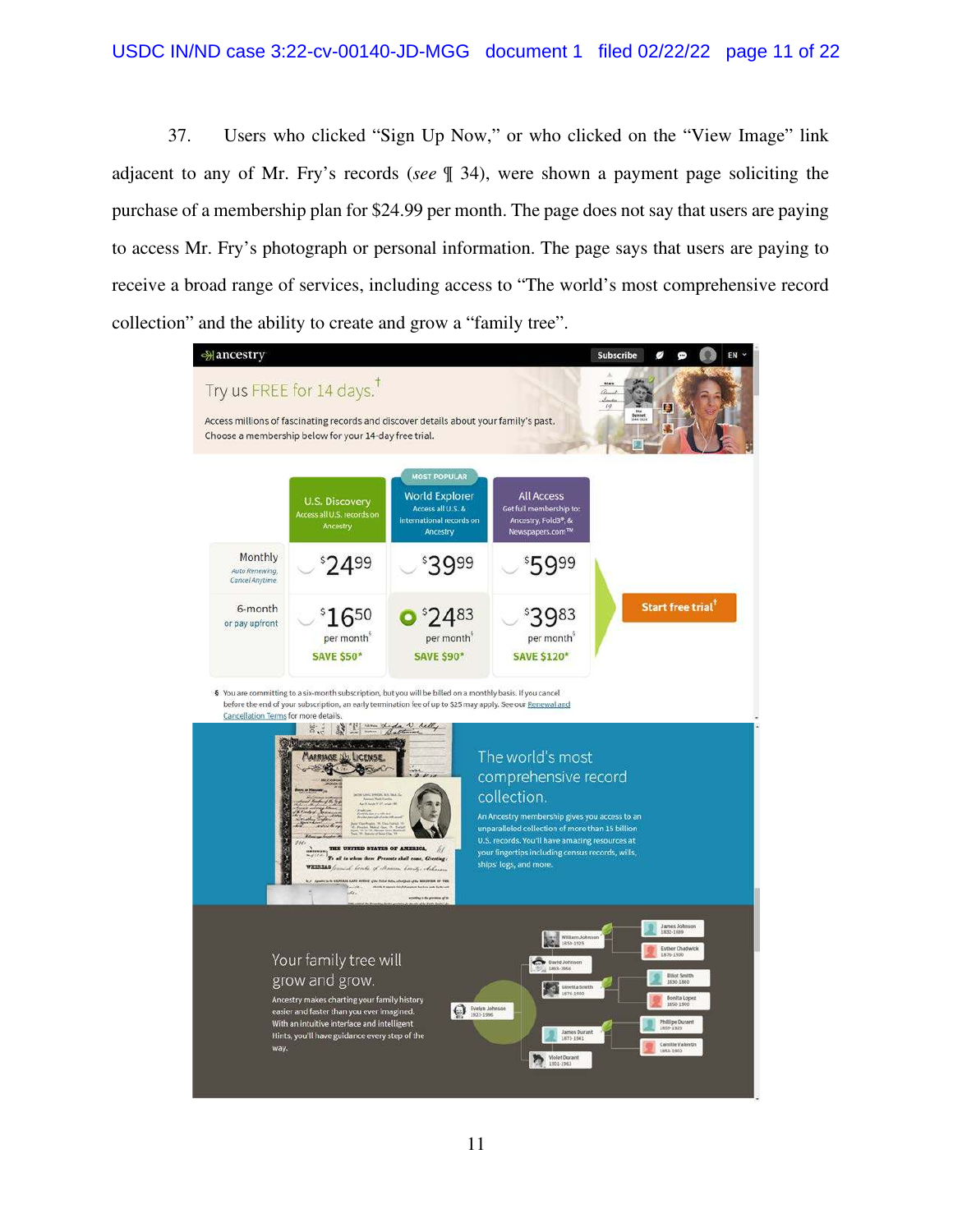37. Users who clicked "Sign Up Now," or who clicked on the "View Image" link adjacent to any of Mr. Fry's records (*see* ¶ 34), were shown a payment page soliciting the purchase of a membership plan for $24.99 per month. The page does not say that users are paying to access Mr. Fry's photograph or personal information. The page says that users are paying to receive a broad range of services, including access to "The world's most comprehensive record collection" and the ability to create and grow a "family tree".

ancestry — Subscribe — EN

Try us FREE for 14 days.†

Access millions of fascinating records and discover details about your family's past. Choose a membership below for your 14-day free trial.

| | U.S. Discovery (Access all U.S. records on Ancestry) | MOST POPULAR — World Explorer (Access all U.S. & international records on Ancestry) | All Access (Get full membership to: Ancestry, Fold3®, & Newspapers.com™) |
|---|---|---|---|
| Monthly (Auto Renewing, Cancel Anytime) | $24.99 | $39.99 | $59.99 |
| 6-month or pay upfront | $16.50 per month§ SAVE $50* | $24.83 per month§ SAVE $90* | $39.83 per month§ SAVE $120* |

Start free trial†

§ You are committing to a six-month subscription, but you will be billed on a monthly basis. If you cancel before the end of your subscription, an early termination fee of up to $25 may apply. See our Renewal and Cancellation Terms for more details.

The world's most comprehensive record collection.

An Ancestry membership gives you access to an unparalleled collection of more than 15 billion U.S. records. You'll have amazing resources at your fingertips including census records, wills, ships' logs, and more.

Your family tree will grow and grow.

Ancestry makes charting your family history easier and faster than you ever imagined. With an intuitive interface and intelligent Hints, you'll have guidance every step of the way.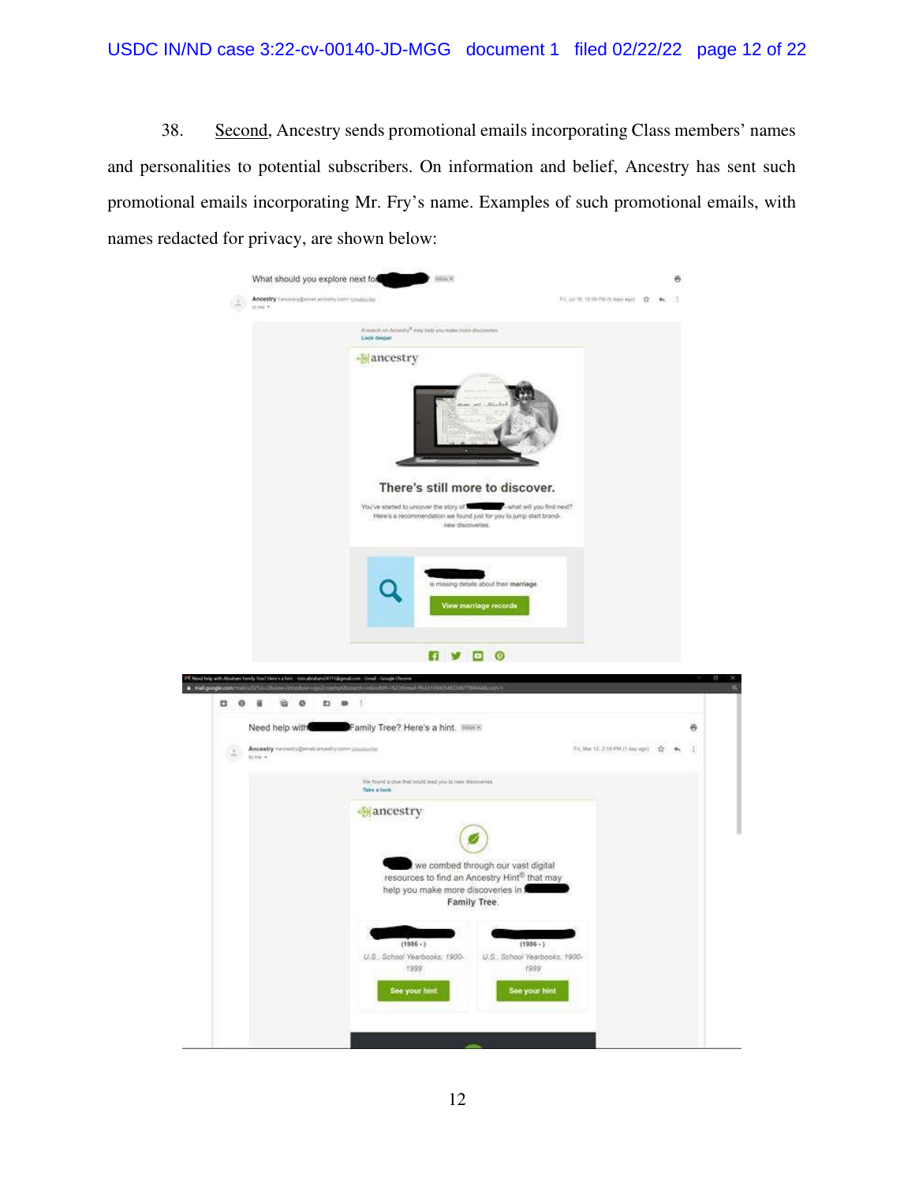38. Second, Ancestry sends promotional emails incorporating Class members' names and personalities to potential subscribers. On information and belief, Ancestry has sent such promotional emails incorporating Mr. Fry's name. Examples of such promotional emails, with names redacted for privacy, are shown below: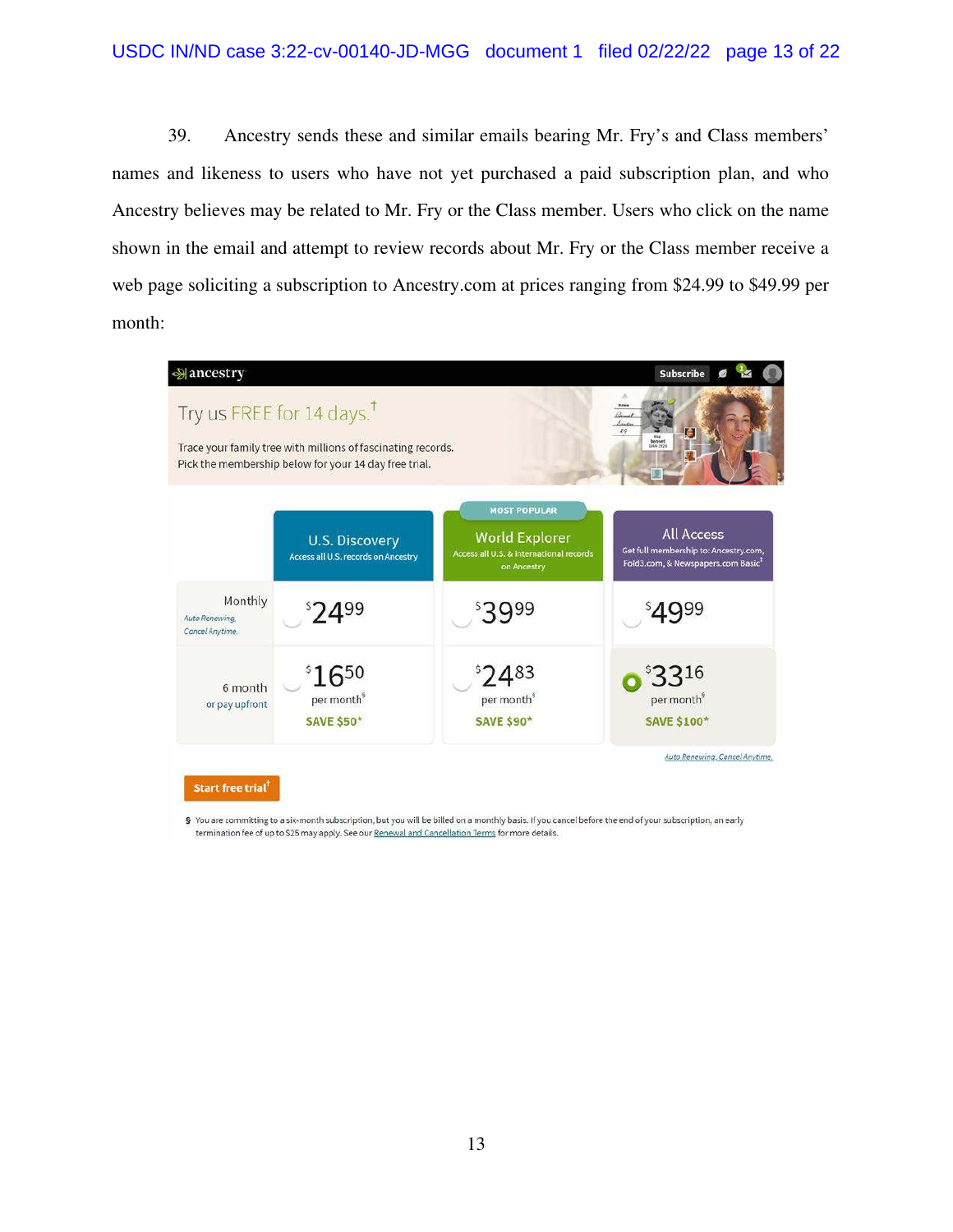39. Ancestry sends these and similar emails bearing Mr. Fry's and Class members' names and likeness to users who have not yet purchased a paid subscription plan, and who Ancestry believes may be related to Mr. Fry or the Class member. Users who click on the name shown in the email and attempt to review records about Mr. Fry or the Class member receive a web page soliciting a subscription to Ancestry.com at prices ranging from $24.99 to $49.99 per month:

ancestry | Subscribe

Try us FREE for 14 days.†

Trace your family tree with millions of fascinating records.
Pick the membership below for your 14 day free trial.

| | U.S. Discovery<br>Access all U.S. records on Ancestry | MOST POPULAR<br>World Explorer<br>Access all U.S. & international records on Ancestry | All Access<br>Get full membership to: Ancestry.com, Fold3.com, & Newspapers.com Basic† |
|---|---|---|---|
| Monthly<br>*Auto Renewing, Cancel Anytime.* | $24.99 | $39.99 | $49.99 |
| 6 month<br>or pay upfront | $16.50 per month§<br>SAVE $50* | $24.83 per month§<br>SAVE $90* | $33.16 per month§<br>SAVE $100* |

*Auto Renewing, Cancel Anytime.*

Start free trial†

§ You are committing to a six-month subscription, but you will be billed on a monthly basis. If you cancel before the end of your subscription, an early termination fee of up to $25 may apply. See our Renewal and Cancellation Terms for more details.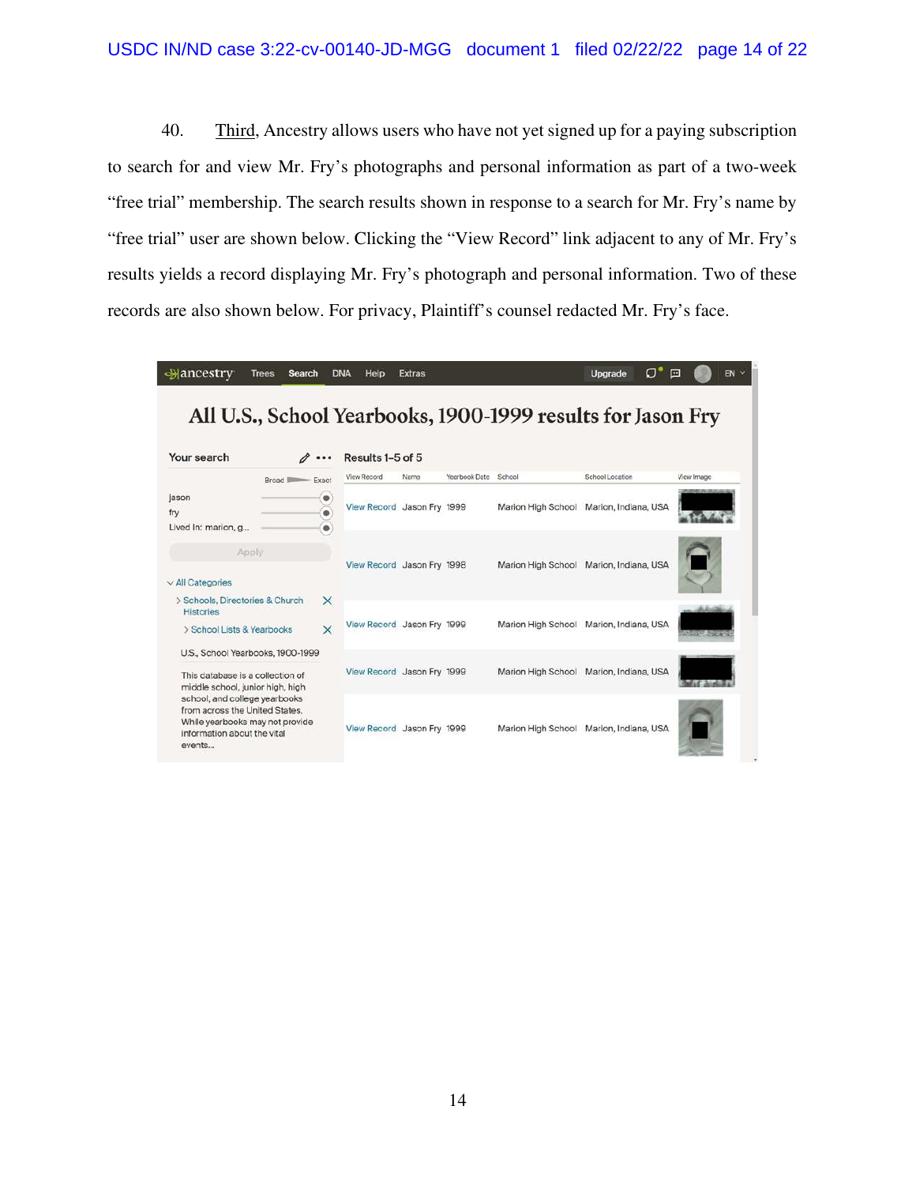40. Third, Ancestry allows users who have not yet signed up for a paying subscription to search for and view Mr. Fry's photographs and personal information as part of a two-week "free trial" membership. The search results shown in response to a search for Mr. Fry's name by "free trial" user are shown below. Clicking the "View Record" link adjacent to any of Mr. Fry's results yields a record displaying Mr. Fry's photograph and personal information. Two of these records are also shown below. For privacy, Plaintiff's counsel redacted Mr. Fry's face.

ancestry Trees Search DNA Help Extras Upgrade EN

# All U.S., School Yearbooks, 1900-1999 results for Jason Fry

Your search

Broad Exact

jason

fry

Lived In: marion, g...

Apply

All Categories

Schools, Directories & Church Histories

School Lists & Yearbooks

U.S., School Yearbooks, 1900-1999

This database is a collection of middle school, junior high, high school, and college yearbooks from across the United States. While yearbooks may not provide information about the vital events...

Results 1–5 of 5

| View Record | Name | Yearbook Date | School | School Location | View Image |
|---|---|---|---|---|---|
| View Record | Jason Fry | 1999 | Marion High School | Marion, Indiana, USA | |
| View Record | Jason Fry | 1998 | Marion High School | Marion, Indiana, USA | |
| View Record | Jason Fry | 1999 | Marion High School | Marion, Indiana, USA | |
| View Record | Jason Fry | 1999 | Marion High School | Marion, Indiana, USA | |
| View Record | Jason Fry | 1999 | Marion High School | Marion, Indiana, USA | |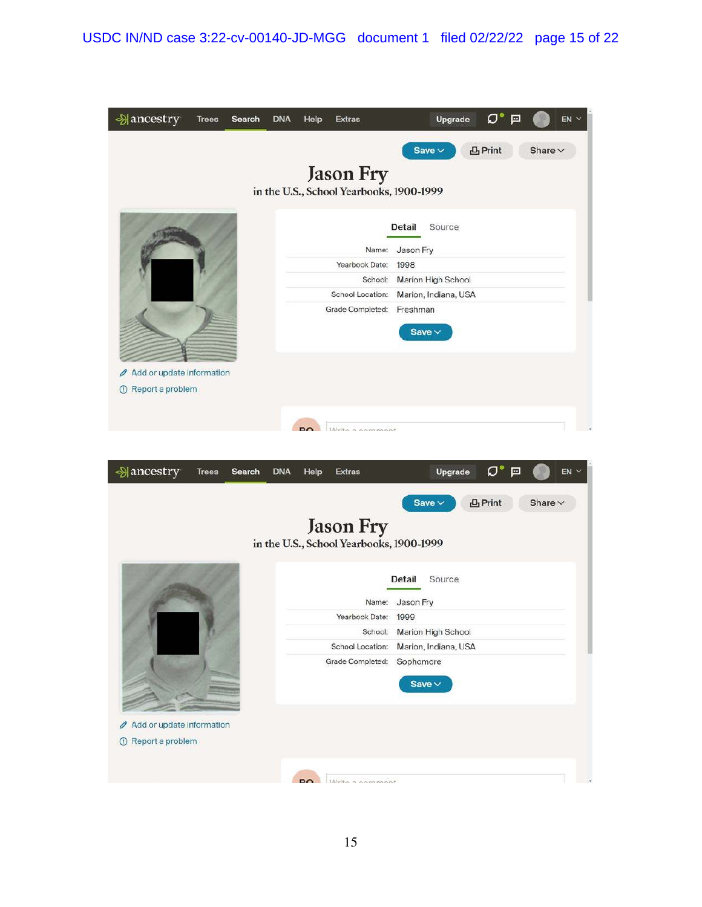ancestry Trees Search DNA Help Extras Upgrade EN

Save Print Share

# Jason Fry

in the U.S., School Yearbooks, 1900-1999

Detail Source

| | |
|---|---|
| Name: | Jason Fry |
| Yearbook Date: | 1998 |
| School: | Marion High School |
| School Location: | Marion, Indiana, USA |
| Grade Completed: | Freshman |

Save

Add or update information

Report a problem

RO Write a comment

ancestry Trees Search DNA Help Extras Upgrade EN

Save Print Share

# Jason Fry

in the U.S., School Yearbooks, 1900-1999

Detail Source

| | |
|---|---|
| Name: | Jason Fry |
| Yearbook Date: | 1999 |
| School: | Marion High School |
| School Location: | Marion, Indiana, USA |
| Grade Completed: | Sophomore |

Save

Add or update information

Report a problem

RO Write a comment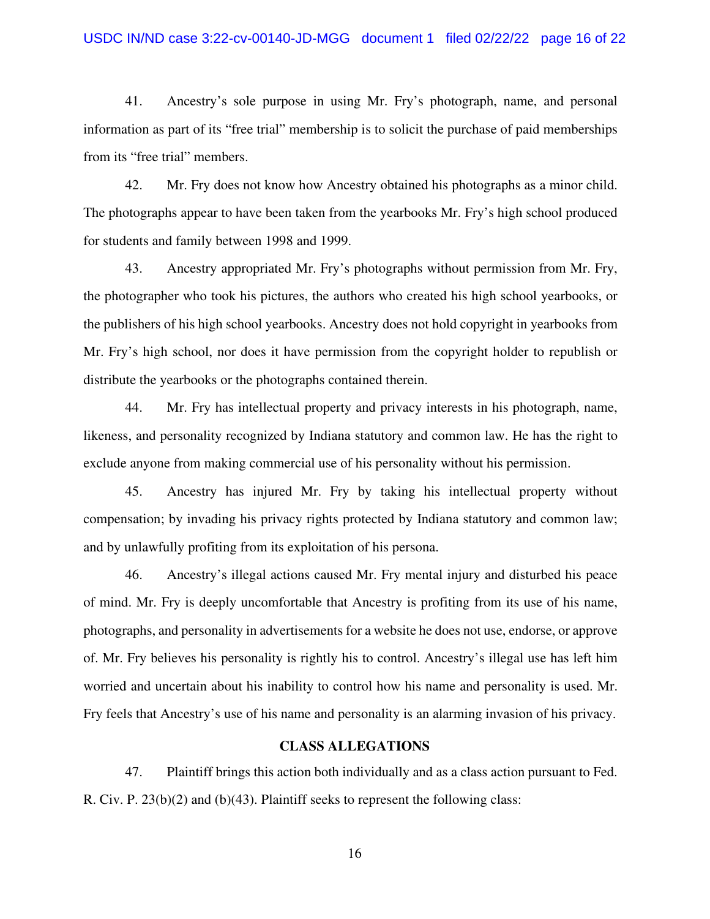41. Ancestry's sole purpose in using Mr. Fry's photograph, name, and personal information as part of its "free trial" membership is to solicit the purchase of paid memberships from its "free trial" members.

42. Mr. Fry does not know how Ancestry obtained his photographs as a minor child. The photographs appear to have been taken from the yearbooks Mr. Fry's high school produced for students and family between 1998 and 1999.

43. Ancestry appropriated Mr. Fry's photographs without permission from Mr. Fry, the photographer who took his pictures, the authors who created his high school yearbooks, or the publishers of his high school yearbooks. Ancestry does not hold copyright in yearbooks from Mr. Fry's high school, nor does it have permission from the copyright holder to republish or distribute the yearbooks or the photographs contained therein.

44. Mr. Fry has intellectual property and privacy interests in his photograph, name, likeness, and personality recognized by Indiana statutory and common law. He has the right to exclude anyone from making commercial use of his personality without his permission.

45. Ancestry has injured Mr. Fry by taking his intellectual property without compensation; by invading his privacy rights protected by Indiana statutory and common law; and by unlawfully profiting from its exploitation of his persona.

46. Ancestry's illegal actions caused Mr. Fry mental injury and disturbed his peace of mind. Mr. Fry is deeply uncomfortable that Ancestry is profiting from its use of his name, photographs, and personality in advertisements for a website he does not use, endorse, or approve of. Mr. Fry believes his personality is rightly his to control. Ancestry's illegal use has left him worried and uncertain about his inability to control how his name and personality is used. Mr. Fry feels that Ancestry's use of his name and personality is an alarming invasion of his privacy.

## CLASS ALLEGATIONS

47. Plaintiff brings this action both individually and as a class action pursuant to Fed. R. Civ. P. 23(b)(2) and (b)(43). Plaintiff seeks to represent the following class: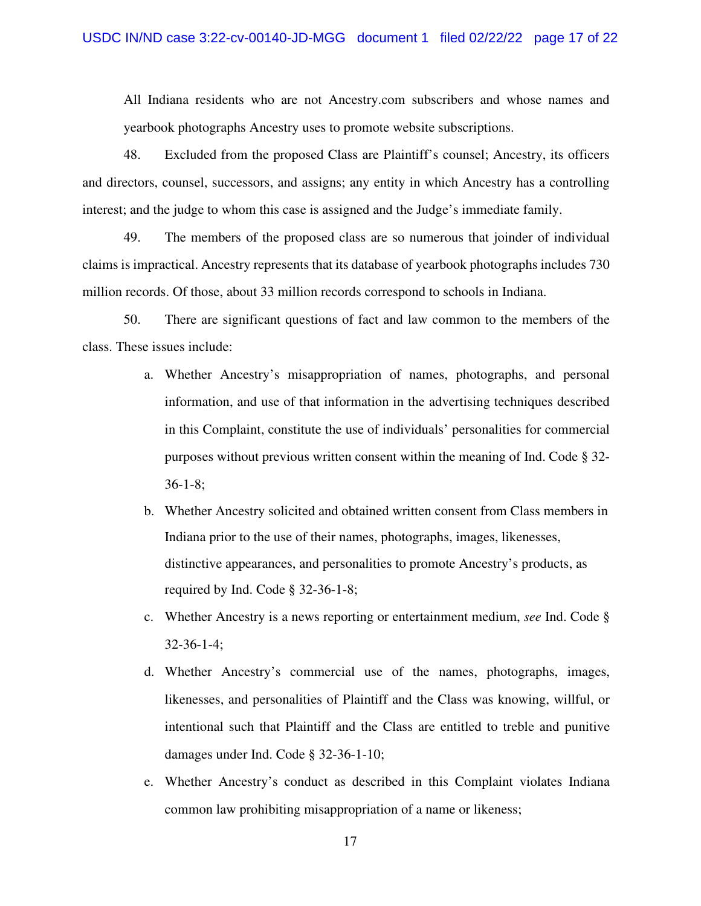All Indiana residents who are not Ancestry.com subscribers and whose names and yearbook photographs Ancestry uses to promote website subscriptions.

48. Excluded from the proposed Class are Plaintiff's counsel; Ancestry, its officers and directors, counsel, successors, and assigns; any entity in which Ancestry has a controlling interest; and the judge to whom this case is assigned and the Judge's immediate family.

49. The members of the proposed class are so numerous that joinder of individual claims is impractical. Ancestry represents that its database of yearbook photographs includes 730 million records. Of those, about 33 million records correspond to schools in Indiana.

50. There are significant questions of fact and law common to the members of the class. These issues include:

a. Whether Ancestry's misappropriation of names, photographs, and personal information, and use of that information in the advertising techniques described in this Complaint, constitute the use of individuals' personalities for commercial purposes without previous written consent within the meaning of Ind. Code § 32-36-1-8;

b. Whether Ancestry solicited and obtained written consent from Class members in Indiana prior to the use of their names, photographs, images, likenesses, distinctive appearances, and personalities to promote Ancestry's products, as required by Ind. Code § 32-36-1-8;

c. Whether Ancestry is a news reporting or entertainment medium, *see* Ind. Code § 32-36-1-4;

d. Whether Ancestry's commercial use of the names, photographs, images, likenesses, and personalities of Plaintiff and the Class was knowing, willful, or intentional such that Plaintiff and the Class are entitled to treble and punitive damages under Ind. Code § 32-36-1-10;

e. Whether Ancestry's conduct as described in this Complaint violates Indiana common law prohibiting misappropriation of a name or likeness;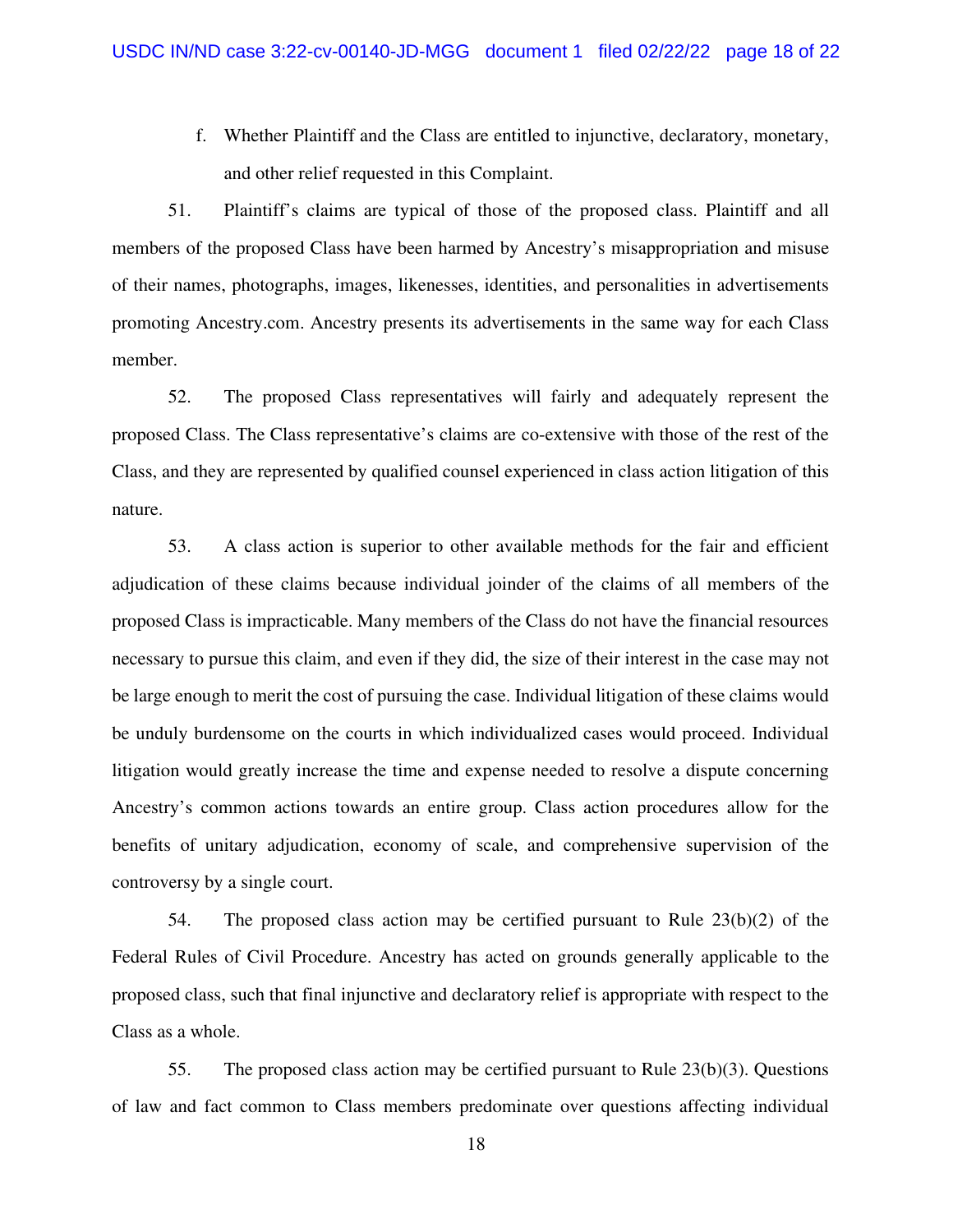f. Whether Plaintiff and the Class are entitled to injunctive, declaratory, monetary, and other relief requested in this Complaint.

51. Plaintiff's claims are typical of those of the proposed class. Plaintiff and all members of the proposed Class have been harmed by Ancestry's misappropriation and misuse of their names, photographs, images, likenesses, identities, and personalities in advertisements promoting Ancestry.com. Ancestry presents its advertisements in the same way for each Class member.

52. The proposed Class representatives will fairly and adequately represent the proposed Class. The Class representative's claims are co-extensive with those of the rest of the Class, and they are represented by qualified counsel experienced in class action litigation of this nature.

53. A class action is superior to other available methods for the fair and efficient adjudication of these claims because individual joinder of the claims of all members of the proposed Class is impracticable. Many members of the Class do not have the financial resources necessary to pursue this claim, and even if they did, the size of their interest in the case may not be large enough to merit the cost of pursuing the case. Individual litigation of these claims would be unduly burdensome on the courts in which individualized cases would proceed. Individual litigation would greatly increase the time and expense needed to resolve a dispute concerning Ancestry's common actions towards an entire group. Class action procedures allow for the benefits of unitary adjudication, economy of scale, and comprehensive supervision of the controversy by a single court.

54. The proposed class action may be certified pursuant to Rule 23(b)(2) of the Federal Rules of Civil Procedure. Ancestry has acted on grounds generally applicable to the proposed class, such that final injunctive and declaratory relief is appropriate with respect to the Class as a whole.

55. The proposed class action may be certified pursuant to Rule 23(b)(3). Questions of law and fact common to Class members predominate over questions affecting individual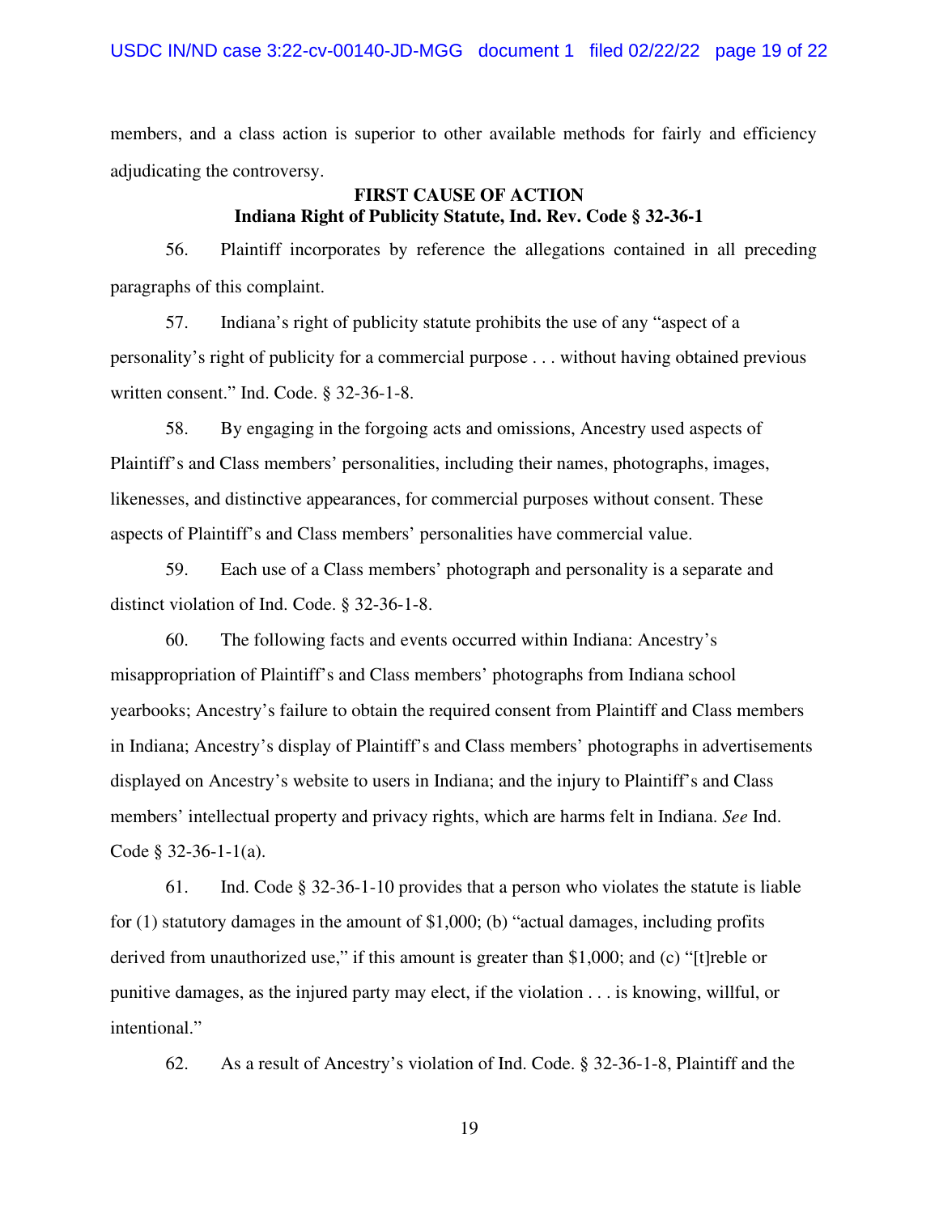members, and a class action is superior to other available methods for fairly and efficiency adjudicating the controversy.

**FIRST CAUSE OF ACTION**
**Indiana Right of Publicity Statute, Ind. Rev. Code § 32-36-1**

56. Plaintiff incorporates by reference the allegations contained in all preceding paragraphs of this complaint.

57. Indiana's right of publicity statute prohibits the use of any "aspect of a personality's right of publicity for a commercial purpose . . . without having obtained previous written consent." Ind. Code. § 32-36-1-8.

58. By engaging in the forgoing acts and omissions, Ancestry used aspects of Plaintiff's and Class members' personalities, including their names, photographs, images, likenesses, and distinctive appearances, for commercial purposes without consent. These aspects of Plaintiff's and Class members' personalities have commercial value.

59. Each use of a Class members' photograph and personality is a separate and distinct violation of Ind. Code. § 32-36-1-8.

60. The following facts and events occurred within Indiana: Ancestry's misappropriation of Plaintiff's and Class members' photographs from Indiana school yearbooks; Ancestry's failure to obtain the required consent from Plaintiff and Class members in Indiana; Ancestry's display of Plaintiff's and Class members' photographs in advertisements displayed on Ancestry's website to users in Indiana; and the injury to Plaintiff's and Class members' intellectual property and privacy rights, which are harms felt in Indiana. *See* Ind. Code § 32-36-1-1(a).

61. Ind. Code § 32-36-1-10 provides that a person who violates the statute is liable for (1) statutory damages in the amount of $1,000; (b) "actual damages, including profits derived from unauthorized use," if this amount is greater than $1,000; and (c) "[t]reble or punitive damages, as the injured party may elect, if the violation . . . is knowing, willful, or intentional."

62. As a result of Ancestry's violation of Ind. Code. § 32-36-1-8, Plaintiff and the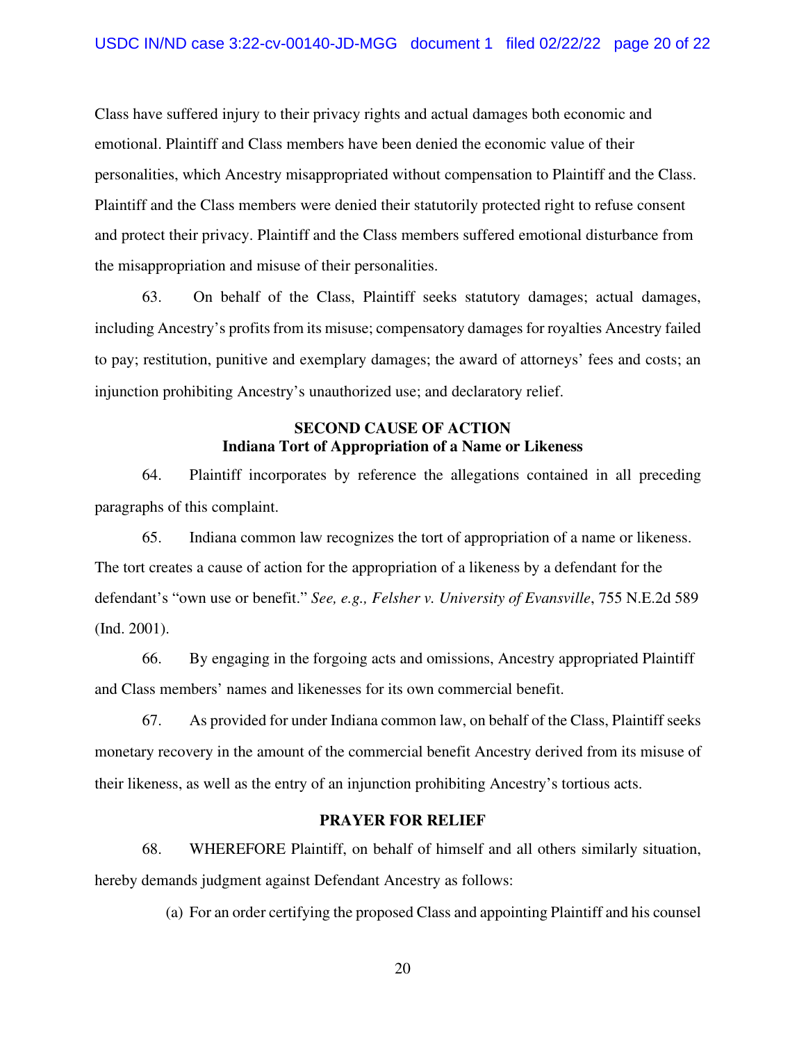Class have suffered injury to their privacy rights and actual damages both economic and emotional. Plaintiff and Class members have been denied the economic value of their personalities, which Ancestry misappropriated without compensation to Plaintiff and the Class. Plaintiff and the Class members were denied their statutorily protected right to refuse consent and protect their privacy. Plaintiff and the Class members suffered emotional disturbance from the misappropriation and misuse of their personalities.

63. On behalf of the Class, Plaintiff seeks statutory damages; actual damages, including Ancestry's profits from its misuse; compensatory damages for royalties Ancestry failed to pay; restitution, punitive and exemplary damages; the award of attorneys' fees and costs; an injunction prohibiting Ancestry's unauthorized use; and declaratory relief.

**SECOND CAUSE OF ACTION**
**Indiana Tort of Appropriation of a Name or Likeness**

64. Plaintiff incorporates by reference the allegations contained in all preceding paragraphs of this complaint.

65. Indiana common law recognizes the tort of appropriation of a name or likeness. The tort creates a cause of action for the appropriation of a likeness by a defendant for the defendant's "own use or benefit." *See, e.g., Felsher v. University of Evansville*, 755 N.E.2d 589 (Ind. 2001).

66. By engaging in the forgoing acts and omissions, Ancestry appropriated Plaintiff and Class members' names and likenesses for its own commercial benefit.

67. As provided for under Indiana common law, on behalf of the Class, Plaintiff seeks monetary recovery in the amount of the commercial benefit Ancestry derived from its misuse of their likeness, as well as the entry of an injunction prohibiting Ancestry's tortious acts.

**PRAYER FOR RELIEF**

68. WHEREFORE Plaintiff, on behalf of himself and all others similarly situation, hereby demands judgment against Defendant Ancestry as follows:

(a) For an order certifying the proposed Class and appointing Plaintiff and his counsel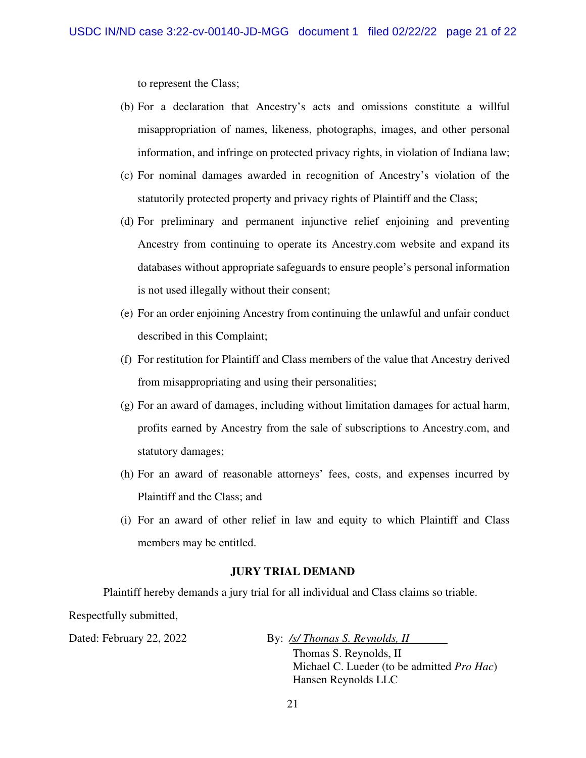to represent the Class;

(b) For a declaration that Ancestry's acts and omissions constitute a willful misappropriation of names, likeness, photographs, images, and other personal information, and infringe on protected privacy rights, in violation of Indiana law;

(c) For nominal damages awarded in recognition of Ancestry's violation of the statutorily protected property and privacy rights of Plaintiff and the Class;

(d) For preliminary and permanent injunctive relief enjoining and preventing Ancestry from continuing to operate its Ancestry.com website and expand its databases without appropriate safeguards to ensure people's personal information is not used illegally without their consent;

(e) For an order enjoining Ancestry from continuing the unlawful and unfair conduct described in this Complaint;

(f) For restitution for Plaintiff and Class members of the value that Ancestry derived from misappropriating and using their personalities;

(g) For an award of damages, including without limitation damages for actual harm, profits earned by Ancestry from the sale of subscriptions to Ancestry.com, and statutory damages;

(h) For an award of reasonable attorneys' fees, costs, and expenses incurred by Plaintiff and the Class; and

(i) For an award of other relief in law and equity to which Plaintiff and Class members may be entitled.

**JURY TRIAL DEMAND**

Plaintiff hereby demands a jury trial for all individual and Class claims so triable.

Respectfully submitted,

Dated: February 22, 2022

By: */s/ Thomas S. Reynolds, II*
Thomas S. Reynolds, II
Michael C. Lueder (to be admitted *Pro Hac*)
Hansen Reynolds LLC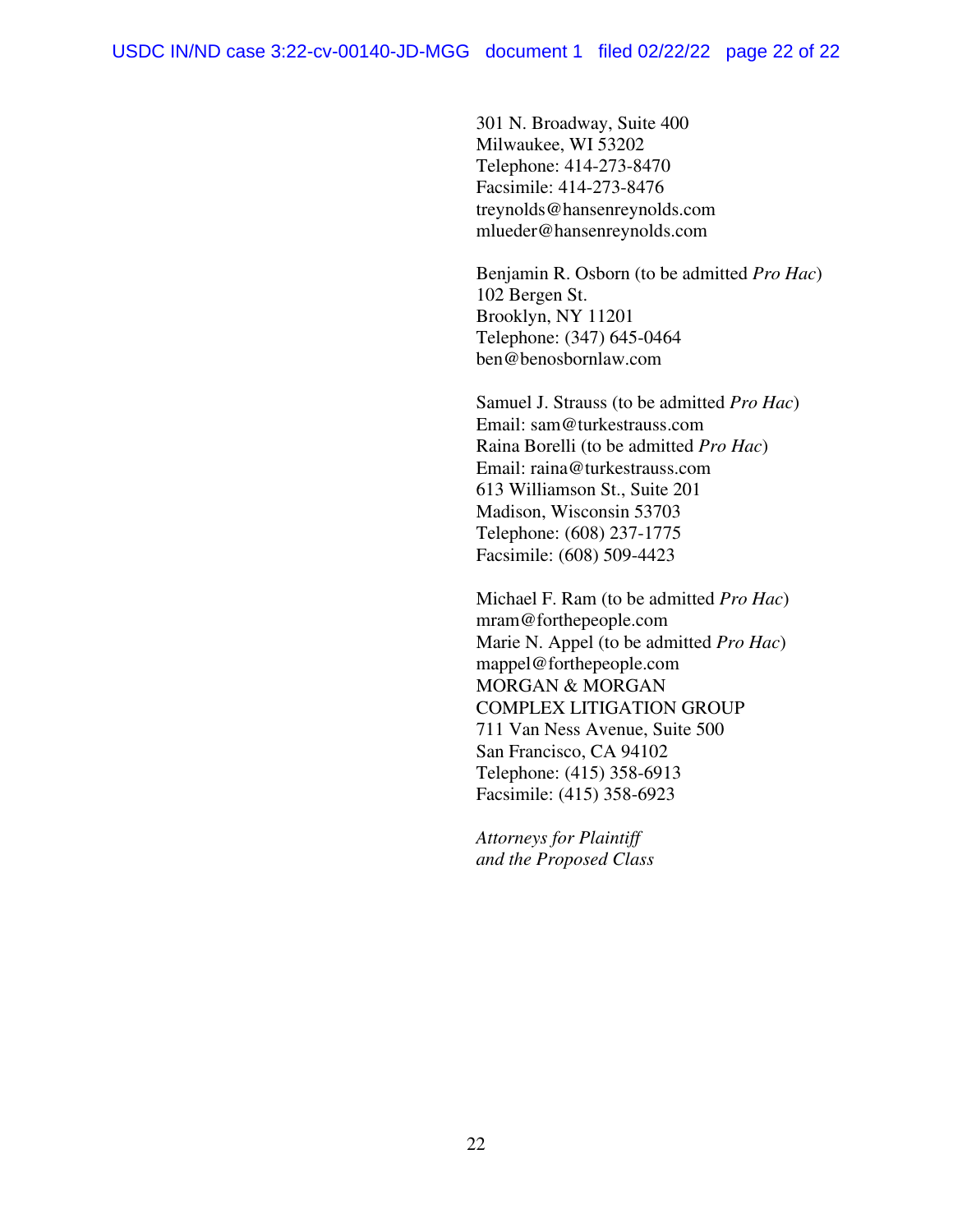301 N. Broadway, Suite 400
Milwaukee, WI 53202
Telephone: 414-273-8470
Facsimile: 414-273-8476
treynolds@hansenreynolds.com
mlueder@hansenreynolds.com

Benjamin R. Osborn (to be admitted *Pro Hac*)
102 Bergen St.
Brooklyn, NY 11201
Telephone: (347) 645-0464
ben@benosbornlaw.com

Samuel J. Strauss (to be admitted *Pro Hac*)
Email: sam@turkestrauss.com
Raina Borelli (to be admitted *Pro Hac*)
Email: raina@turkestrauss.com
613 Williamson St., Suite 201
Madison, Wisconsin 53703
Telephone: (608) 237-1775
Facsimile: (608) 509-4423

Michael F. Ram (to be admitted *Pro Hac*)
mram@forthepeople.com
Marie N. Appel (to be admitted *Pro Hac*)
mappel@forthepeople.com
MORGAN & MORGAN
COMPLEX LITIGATION GROUP
711 Van Ness Avenue, Suite 500
San Francisco, CA 94102
Telephone: (415) 358-6913
Facsimile: (415) 358-6923

*Attorneys for Plaintiff*
*and the Proposed Class*